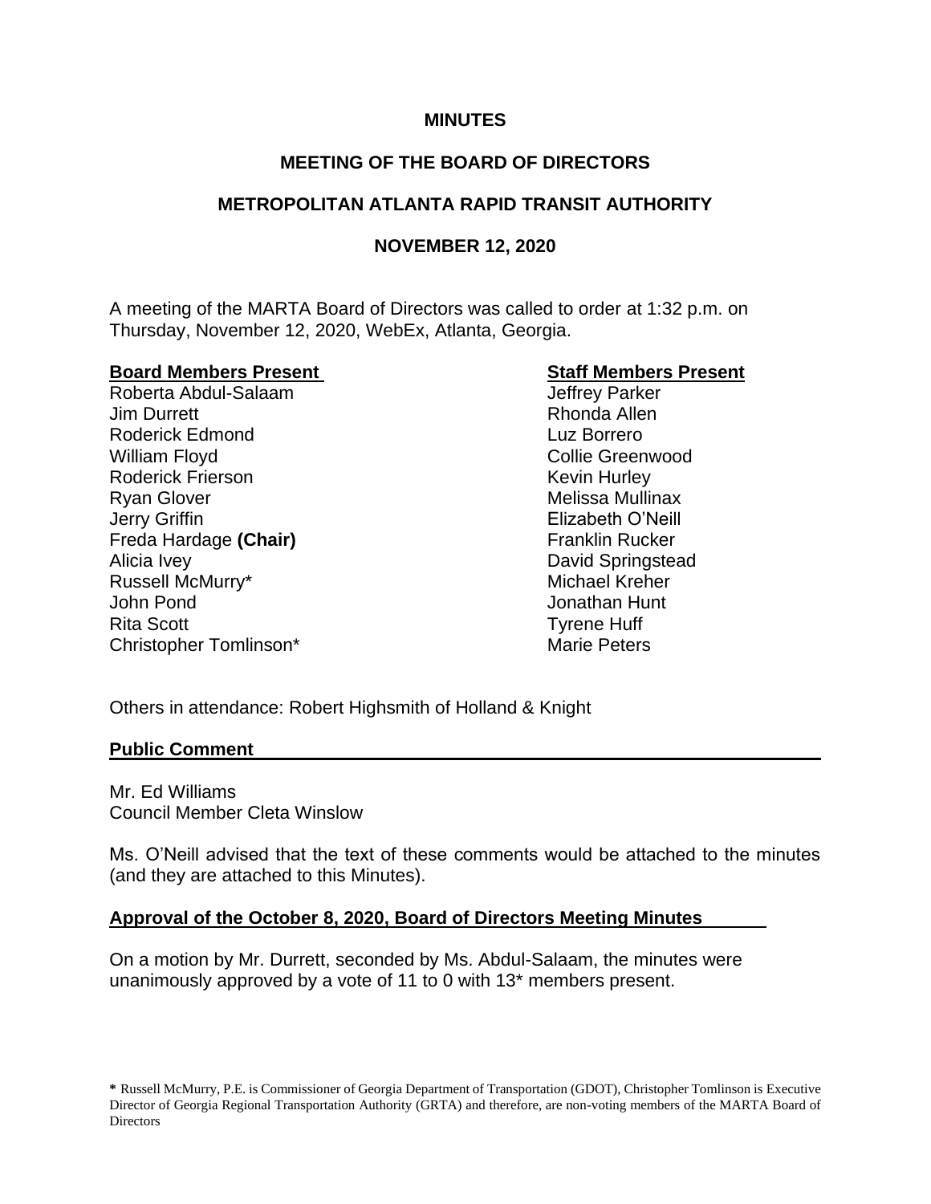**MINUTES**

**MEETING OF THE BOARD OF DIRECTORS**

**METROPOLITAN ATLANTA RAPID TRANSIT AUTHORITY**

**NOVEMBER 12, 2020**

A meeting of the MARTA Board of Directors was called to order at 1:32 p.m. on Thursday, November 12, 2020, WebEx, Atlanta, Georgia.

| **Board Members Present** | **Staff Members Present** |
|---|---|
| Roberta Abdul-Salaam | Jeffrey Parker |
| Jim Durrett | Rhonda Allen |
| Roderick Edmond | Luz Borrero |
| William Floyd | Collie Greenwood |
| Roderick Frierson | Kevin Hurley |
| Ryan Glover | Melissa Mullinax |
| Jerry Griffin | Elizabeth O'Neill |
| Freda Hardage **(Chair)** | Franklin Rucker |
| Alicia Ivey | David Springstead |
| Russell McMurry* | Michael Kreher |
| John Pond | Jonathan Hunt |
| Rita Scott | Tyrene Huff |
| Christopher Tomlinson* | Marie Peters |

Others in attendance: Robert Highsmith of Holland & Knight

**Public Comment**

Mr. Ed Williams
Council Member Cleta Winslow

Ms. O'Neill advised that the text of these comments would be attached to the minutes (and they are attached to this Minutes).

**Approval of the October 8, 2020, Board of Directors Meeting Minutes**

On a motion by Mr. Durrett, seconded by Ms. Abdul-Salaam, the minutes were unanimously approved by a vote of 11 to 0 with 13* members present.

**\*** Russell McMurry, P.E. is Commissioner of Georgia Department of Transportation (GDOT), Christopher Tomlinson is Executive Director of Georgia Regional Transportation Authority (GRTA) and therefore, are non-voting members of the MARTA Board of Directors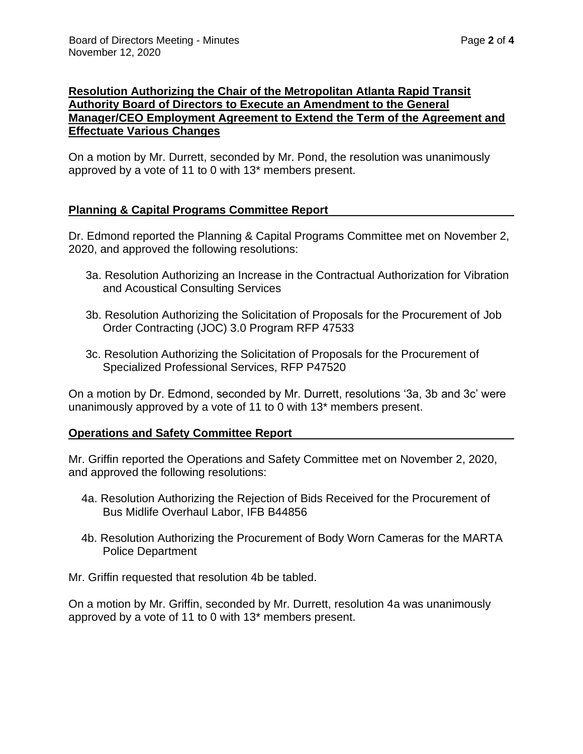**Resolution Authorizing the Chair of the Metropolitan Atlanta Rapid Transit Authority Board of Directors to Execute an Amendment to the General Manager/CEO Employment Agreement to Extend the Term of the Agreement and Effectuate Various Changes**

On a motion by Mr. Durrett, seconded by Mr. Pond, the resolution was unanimously approved by a vote of 11 to 0 with 13* members present.

**Planning & Capital Programs Committee Report**

Dr. Edmond reported the Planning & Capital Programs Committee met on November 2, 2020, and approved the following resolutions:

3a. Resolution Authorizing an Increase in the Contractual Authorization for Vibration and Acoustical Consulting Services

3b. Resolution Authorizing the Solicitation of Proposals for the Procurement of Job Order Contracting (JOC) 3.0 Program RFP 47533

3c. Resolution Authorizing the Solicitation of Proposals for the Procurement of Specialized Professional Services, RFP P47520

On a motion by Dr. Edmond, seconded by Mr. Durrett, resolutions '3a, 3b and 3c' were unanimously approved by a vote of 11 to 0 with 13* members present.

**Operations and Safety Committee Report**

Mr. Griffin reported the Operations and Safety Committee met on November 2, 2020, and approved the following resolutions:

4a. Resolution Authorizing the Rejection of Bids Received for the Procurement of Bus Midlife Overhaul Labor, IFB B44856

4b. Resolution Authorizing the Procurement of Body Worn Cameras for the MARTA Police Department

Mr. Griffin requested that resolution 4b be tabled.

On a motion by Mr. Griffin, seconded by Mr. Durrett, resolution 4a was unanimously approved by a vote of 11 to 0 with 13* members present.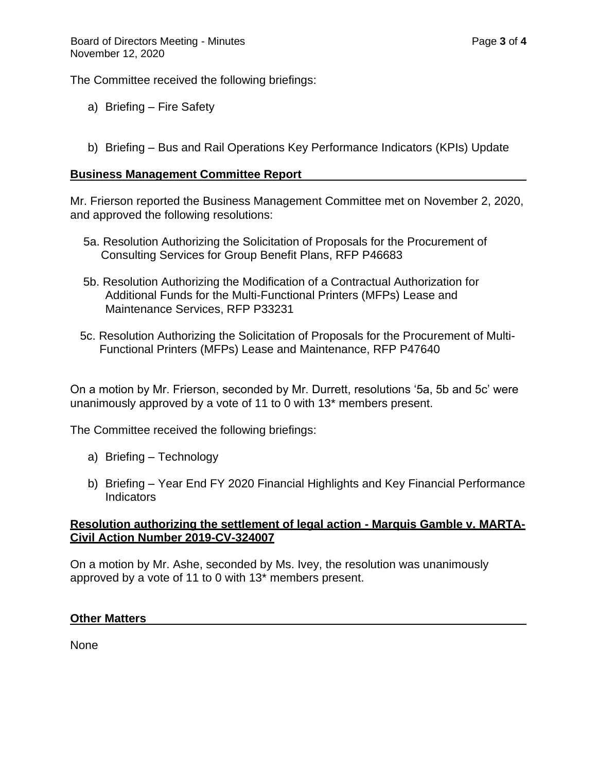The Committee received the following briefings:

a) Briefing – Fire Safety

b) Briefing – Bus and Rail Operations Key Performance Indicators (KPIs) Update

## Business Management Committee Report

Mr. Frierson reported the Business Management Committee met on November 2, 2020, and approved the following resolutions:

5a. Resolution Authorizing the Solicitation of Proposals for the Procurement of Consulting Services for Group Benefit Plans, RFP P46683

5b. Resolution Authorizing the Modification of a Contractual Authorization for Additional Funds for the Multi-Functional Printers (MFPs) Lease and Maintenance Services, RFP P33231

5c. Resolution Authorizing the Solicitation of Proposals for the Procurement of Multi-Functional Printers (MFPs) Lease and Maintenance, RFP P47640

On a motion by Mr. Frierson, seconded by Mr. Durrett, resolutions '5a, 5b and 5c' were unanimously approved by a vote of 11 to 0 with 13* members present.

The Committee received the following briefings:

a) Briefing – Technology

b) Briefing – Year End FY 2020 Financial Highlights and Key Financial Performance Indicators

## Resolution authorizing the settlement of legal action - Marquis Gamble v. MARTA-Civil Action Number 2019-CV-324007

On a motion by Mr. Ashe, seconded by Ms. Ivey, the resolution was unanimously approved by a vote of 11 to 0 with 13* members present.

## Other Matters

None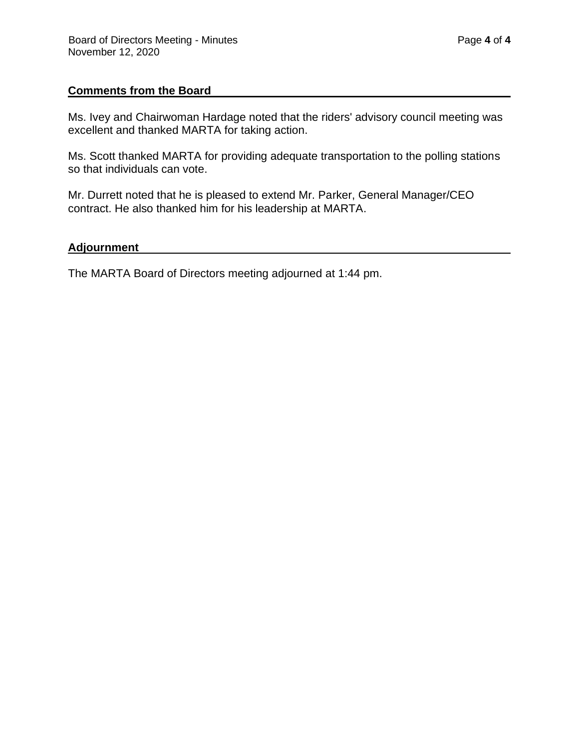## Comments from the Board

Ms. Ivey and Chairwoman Hardage noted that the riders' advisory council meeting was excellent and thanked MARTA for taking action.

Ms. Scott thanked MARTA for providing adequate transportation to the polling stations so that individuals can vote.

Mr. Durrett noted that he is pleased to extend Mr. Parker, General Manager/CEO contract. He also thanked him for his leadership at MARTA.

## Adjournment

The MARTA Board of Directors meeting adjourned at 1:44 pm.